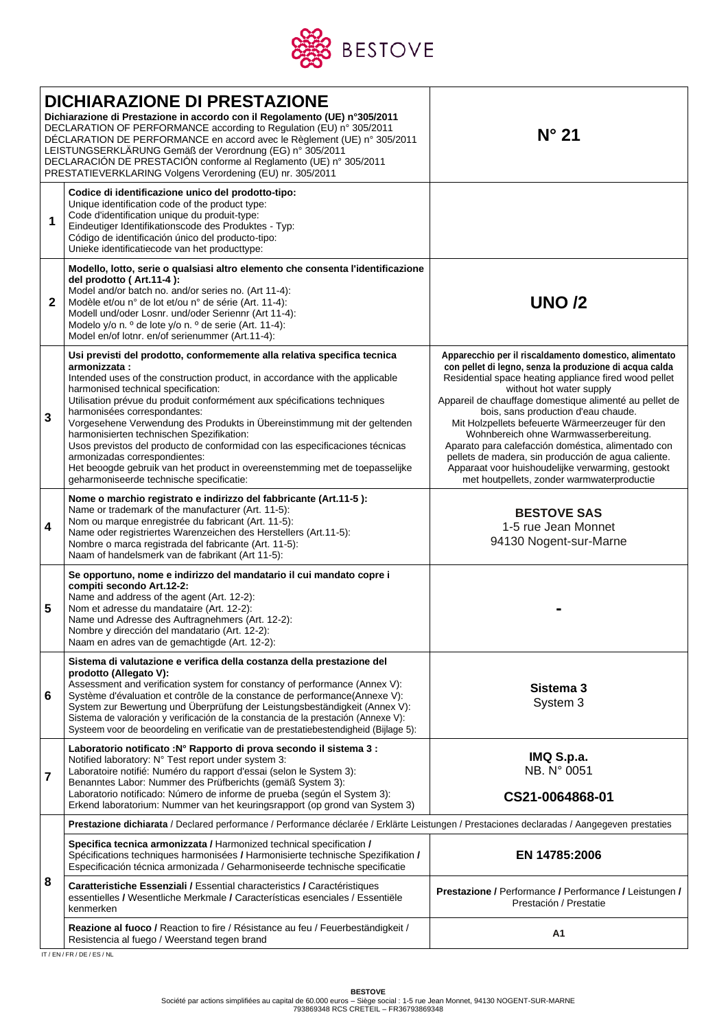BESTOVE

| DICHIARAZIONE DI PRESTAZIONE<br>**Dichiarazione di Prestazione in accordo con il Regolamento (UE) n°305/2011**<br>DECLARATION OF PERFORMANCE according to Regulation (EU) n° 305/2011<br>DÉCLARATION DE PERFORMANCE en accord avec le Règlement (UE) n° 305/2011<br>LEISTUNGSERKLÄRUNG Gemäß der Verordnung (EG) n° 305/2011<br>DECLARACIÓN DE PRESTACIÓN conforme al Reglamento (UE) n° 305/2011<br>PRESTATIEVERKLARING Volgens Verordening (EU) nr. 305/2011 | | **N° 21** |
|---|---|---|
| **1** | **Codice di identificazione unico del prodotto-tipo:**<br>Unique identification code of the product type:<br>Code d'identification unique du produit-type:<br>Eindeutiger Identifikationscode des Produktes - Typ:<br>Código de identificación único del producto-tipo:<br>Unieke identificatiecode van het producttype: | |
| **2** | **Modello, lotto, serie o qualsiasi altro elemento che consenta l'identificazione del prodotto ( Art.11-4 ):**<br>Model and/or batch no. and/or series no. (Art 11-4):<br>Modèle et/ou n° de lot et/ou n° de série (Art. 11-4):<br>Modell und/oder Losnr. und/oder Seriennr (Art 11-4):<br>Modelo y/o n. º de lote y/o n. º de serie (Art. 11-4):<br>Model en/of lotnr. en/of serienummer (Art.11-4): | **UNO /2** |
| **3** | **Usi previsti del prodotto, conformemente alla relativa specifica tecnica armonizzata :**<br>Intended uses of the construction product, in accordance with the applicable harmonised technical specification:<br>Utilisation prévue du produit conformément aux spécifications techniques harmonisées correspondantes:<br>Vorgesehene Verwendung des Produkts in Übereinstimmung mit der geltenden harmonisierten technischen Spezifikation:<br>Usos previstos del producto de conformidad con las especificaciones técnicas armonizadas correspondientes:<br>Het beoogde gebruik van het product in overeenstemming met de toepasselijke geharmoniseerde technische specificatie: | **Apparecchio per il riscaldamento domestico, alimentato con pellet di legno, senza la produzione di acqua calda**<br>Residential space heating appliance fired wood pellet without hot water supply<br>Appareil de chauffage domestique alimenté au pellet de bois, sans production d'eau chaude.<br>Mit Holzpellets befeuerte Wärmeerzeuger für den Wohnbereich ohne Warmwasserbereitung.<br>Aparato para calefacción doméstica, alimentado con pellets de madera, sin producción de agua caliente.<br>Apparaat voor huishoudelijke verwarming, gestookt met houtpellets, zonder warmwaterproductie |
| **4** | **Nome o marchio registrato e indirizzo del fabbricante (Art.11-5 ):**<br>Name or trademark of the manufacturer (Art. 11-5):<br>Nom ou marque enregistrée du fabricant (Art. 11-5):<br>Name oder registriertes Warenzeichen des Herstellers (Art.11-5):<br>Nombre o marca registrada del fabricante (Art. 11-5):<br>Naam of handelsmerk van de fabrikant (Art 11-5): | **BESTOVE SAS**<br>1-5 rue Jean Monnet<br>94130 Nogent-sur-Marne |
| **5** | **Se opportuno, nome e indirizzo del mandatario il cui mandato copre i compiti secondo Art.12-2:**<br>Name and address of the agent (Art. 12-2):<br>Nom et adresse du mandataire (Art. 12-2):<br>Name und Adresse des Auftragnehmers (Art. 12-2):<br>Nombre y dirección del mandatario (Art. 12-2):<br>Naam en adres van de gemachtigde (Art. 12-2): | **-** |
| **6** | **Sistema di valutazione e verifica della costanza della prestazione del prodotto (Allegato V):**<br>Assessment and verification system for constancy of performance (Annex V):<br>Système d'évaluation et contrôle de la constance de performance(Annexe V):<br>System zur Bewertung und Überprüfung der Leistungsbeständigkeit (Annex V):<br>Sistema de valoración y verificación de la constancia de la prestación (Annexe V):<br>Systeem voor de beoordeling en verificatie van de prestatiebestendigheid (Bijlage 5): | **Sistema 3**<br>System 3 |
| **7** | **Laboratorio notificato :N° Rapporto di prova secondo il sistema 3 :**<br>Notified laboratory: N° Test report under system 3:<br>Laboratoire notifié: Numéro du rapport d'essai (selon le System 3):<br>Benanntes Labor: Nummer des Prüfberichts (gemäß System 3):<br>Laboratorio notificado: Número de informe de prueba (según el System 3):<br>Erkend laboratorium: Nummer van het keuringsrapport (op grond van System 3) | **IMQ S.p.a.**<br>NB. N° 0051<br>**CS21-0064868-01** |
| **8** | **Prestazione dichiarata** / Declared performance / Performance déclarée / Erklärte Leistungen / Prestaciones declaradas / Aangegeven prestaties | |
| | **Specifica tecnica armonizzata /** Harmonized technical specification **/** Spécifications techniques harmonisées **/** Harmonisierte technische Spezifikation **/** Especificación técnica armonizada / Geharmoniseerde technische specificatie | **EN 14785:2006** |
| | **Caratteristiche Essenziali /** Essential characteristics **/** Caractéristiques essentielles **/** Wesentliche Merkmale **/** Características esenciales / Essentiële kenmerken | **Prestazione /** Performance **/** Performance **/** Leistungen **/** Prestación / Prestatie |
| | **Reazione al fuoco /** Reaction to fire / Résistance au feu / Feuerbeständigkeit / Resistencia al fuego / Weerstand tegen brand | **A1** |

IT / EN / FR / DE / ES / NL

**BESTOVE**
Société par actions simplifiées au capital de 60.000 euros – Siège social : 1-5 rue Jean Monnet, 94130 NOGENT-SUR-MARNE
793869348 RCS CRETEIL – FR36793869348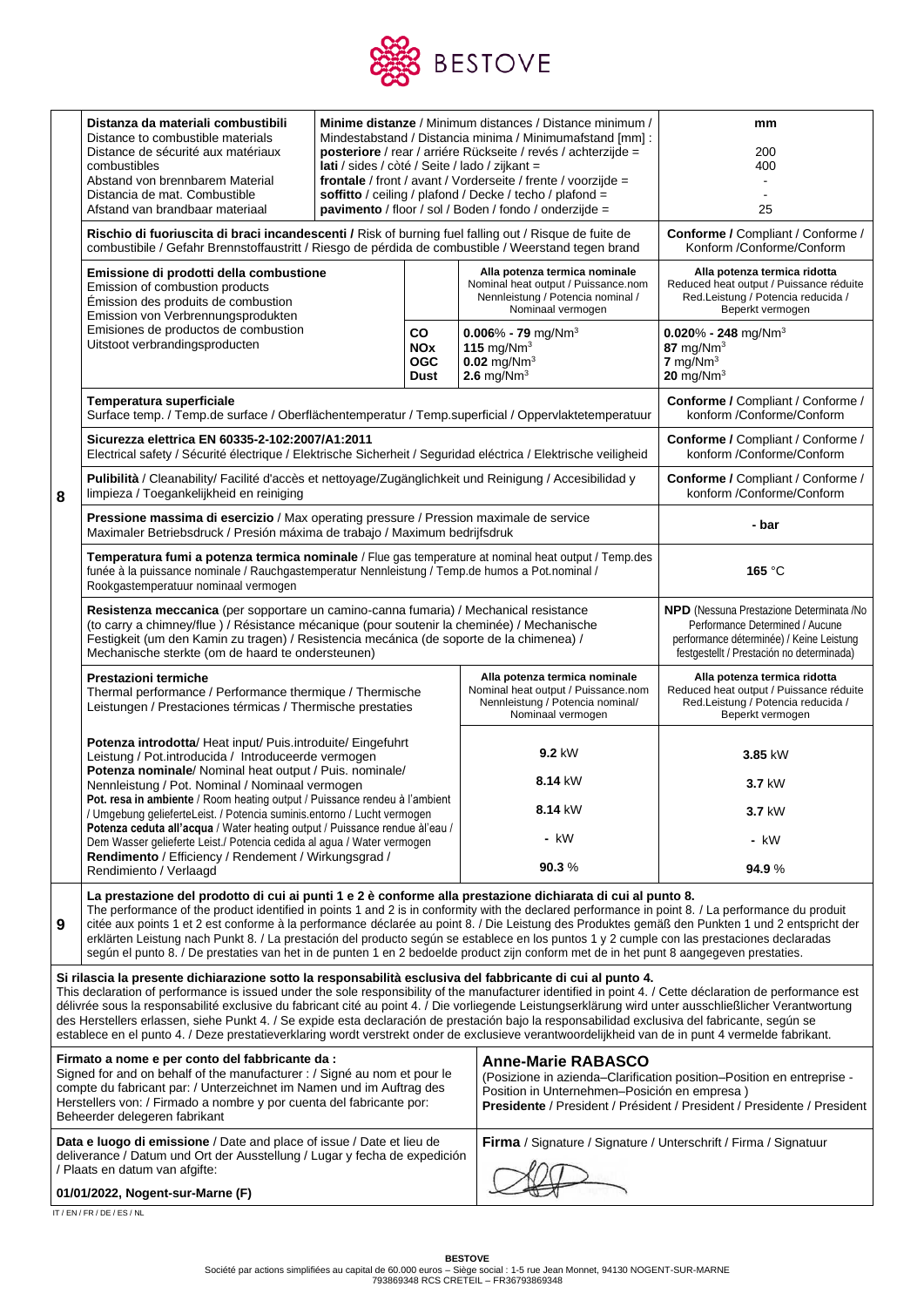BESTOVE

| | | | | |
|---|---|---|---|---|
| 8 | **Distanza da materiali combustibili** Distance to combustible materials Distance de sécurité aux matériaux combustibles Abstand von brennbarem Material Distancia de mat. Combustible Afstand van brandbaar materiaal | **Minime distanze** / Minimum distances / Distance minimum / Mindestabstand / Distancia minima / Minimumafstand [mm] : **posteriore** / rear / arriére Rückseite / revés / achterzijde = **lati** / sides / còté / Seite / lado / zijkant = **frontale** / front / avant / Vorderseite / frente / voorzijde = **soffitto** / ceiling / plafond / Decke / techo / plafond = **pavimento** / floor / sol / Boden / fondo / onderzijde = | | **mm** 200 400 - - 25 |
| | **Rischio di fuoriuscita di braci incandescenti /** Risk of burning fuel falling out / Risque de fuite de combustibile / Gefahr Brennstoffaustritt / Riesgo de pérdida de combustible / Weerstand tegen brand | | | **Conforme /** Compliant / Conforme / Konform /Conforme/Conform |
| | **Emissione di prodotti della combustione** Emission of combustion products Émission des produits de combustion Emission von Verbrennungsprodukten Emisiones de productos de combustion Uitstoot verbrandingsproducten | **CO** **NOx** **OGC** **Dust** | **Alla potenza termica nominale** Nominal heat output / Puissance.nom Nennleistung / Potencia nominal / Nominaal vermogen **0.006**% - **79** mg/Nm$^3$ **115** mg/Nm$^3$ **0.02** mg/Nm$^3$ **2.6** mg/Nm$^3$ | **Alla potenza termica ridotta** Reduced heat output / Puissance réduite Red.Leistung / Potencia reducida / Beperkt vermogen **0.020**% - **248** mg/Nm$^3$ **87** mg/Nm$^3$ **7** mg/Nm$^3$ **20** mg/Nm$^3$ |
| | **Temperatura superficiale** Surface temp. / Temp.de surface / Oberflächentemperatur / Temp.superficial / Oppervlaktetemperatuur | | | **Conforme /** Compliant / Conforme / konform /Conforme/Conform |
| | **Sicurezza elettrica EN 60335-2-102:2007/A1:2011** Electrical safety / Sécurité électrique / Elektrische Sicherheit / Seguridad eléctrica / Elektrische veiligheid | | | **Conforme /** Compliant / Conforme / konform /Conforme/Conform |
| | **Pulibilità** / Cleanability/ Facilité d'accès et nettoyage/Zugänglichkeit und Reinigung / Accesibilidad y limpieza / Toegankelijkheid en reiniging | | | **Conforme /** Compliant / Conforme / konform /Conforme/Conform |
| | **Pressione massima di esercizio** / Max operating pressure / Pression maximale de service Maximaler Betriebsdruck / Presión máxima de trabajo / Maximum bedrijfsdruk | | | **- bar** |
| | **Temperatura fumi a potenza termica nominale** / Flue gas temperature at nominal heat output / Temp.des funée à la puissance nominale / Rauchgastemperatur Nennleistung / Temp.de humos a Pot.nominal / Rookgastemperatuur nominaal vermogen | | | **165** °C |
| | **Resistenza meccanica** (per sopportare un camino-canna fumaria) / Mechanical resistance (to carry a chimney/flue ) / Résistance mécanique (pour soutenir la cheminée) / Mechanische Festigkeit (um den Kamin zu tragen) / Resistencia mecánica (de soporte de la chimenea) / Mechanische sterkte (om de haard te ondersteunen) | | | **NPD** (Nessuna Prestazione Determinata /No Performance Determined / Aucune performance déterminée) / Keine Leistung festgestellt / Prestación no determinada) |
| | **Prestazioni termiche** Thermal performance / Performance thermique / Thermische Leistungen / Prestaciones térmicas / Thermische prestaties | | **Alla potenza termica nominale** Nominal heat output / Puissance.nom Nennleistung / Potencia nominal/ Nominaal vermogen | **Alla potenza termica ridotta** Reduced heat output / Puissance réduite Red.Leistung / Potencia reducida / Beperkt vermogen |
| | **Potenza introdotta**/ Heat input/ Puis.introduite/ Eingefuhrt Leistung / Pot.introducida / Introduceerde vermogen | | **9.2** kW | **3.85** kW |
| | **Potenza nominale**/ Nominal heat output / Puis. nominale/ Nennleistung / Pot. Nominal / Nominaal vermogen | | **8.14** kW | **3.7** kW |
| | **Pot. resa in ambiente** / Room heating output / Puissance rendeu à l'ambient / Umgebung gelieferteLeist. / Potencia suminis.entorno / Lucht vermogen | | **8.14** kW | **3.7** kW |
| | **Potenza ceduta all'acqua** / Water heating output / Puissance rendue àl'eau / Dem Wasser gelieferte Leist./ Potencia cedida al agua / Water vermogen | | **-** kW | **-** kW |
| | **Rendimento** / Efficiency / Rendement / Wirkungsgrad / Rendimiento / Verlaagd | | **90.3** % | **94.9** % |
| 9 | **La prestazione del prodotto di cui ai punti 1 e 2 è conforme alla prestazione dichiarata di cui al punto 8.** The performance of the product identified in points 1 and 2 is in conformity with the declared performance in point 8. / La performance du produit citée aux points 1 et 2 est conforme à la performance déclarée au point 8. / Die Leistung des Produktes gemäß den Punkten 1 und 2 entspricht der erklärten Leistung nach Punkt 8. / La prestación del producto según se establece en los puntos 1 y 2 cumple con las prestaciones declaradas según el punto 8. / De prestaties van het in de punten 1 en 2 bedoelde product zijn conform met de in het punt 8 aangegeven prestaties. | | | |

**Si rilascia la presente dichiarazione sotto la responsabilità esclusiva del fabbricante di cui al punto 4.**
This declaration of performance is issued under the sole responsibility of the manufacturer identified in point 4. / Cette déclaration de performance est délivrée sous la responsabilité exclusive du fabricant cité au point 4. / Die vorliegende Leistungserklärung wird unter ausschließlicher Verantwortung des Herstellers erlassen, siehe Punkt 4. / Se expide esta declaración de prestación bajo la responsabilidad exclusiva del fabricante, según se establece en el punto 4. / Deze prestatieverklaring wordt verstrekt onder de exclusieve verantwoordelijkheid van de in punt 4 vermelde fabrikant.

| | |
|---|---|
| **Firmato a nome e per conto del fabbricante da :** Signed for and on behalf of the manufacturer : / Signé au nom et pour le compte du fabricant par: / Unterzeichnet im Namen und im Auftrag des Herstellers von: / Firmado a nombre y por cuenta del fabricante por: Beheerder delegeren fabrikant | **Anne-Marie RABASCO** (Posizione in azienda–Clarification position–Position en entreprise - Position in Unternehmen–Posición en empresa ) **Presidente** / President / Président / President / Presidente / President |
| **Data e luogo di emissione** / Date and place of issue / Date et lieu de deliverance / Datum und Ort der Ausstellung / Lugar y fecha de expedición / Plaats en datum van afgifte: **01/01/2022, Nogent-sur-Marne (F)** | **Firma** / Signature / Signature / Unterschrift / Firma / Signatuur |

IT / EN / FR / DE / ES / NL

**BESTOVE**
Société par actions simplifiées au capital de 60.000 euros – Siège social : 1-5 rue Jean Monnet, 94130 NOGENT-SUR-MARNE
793869348 RCS CRETEIL – FR36793869348